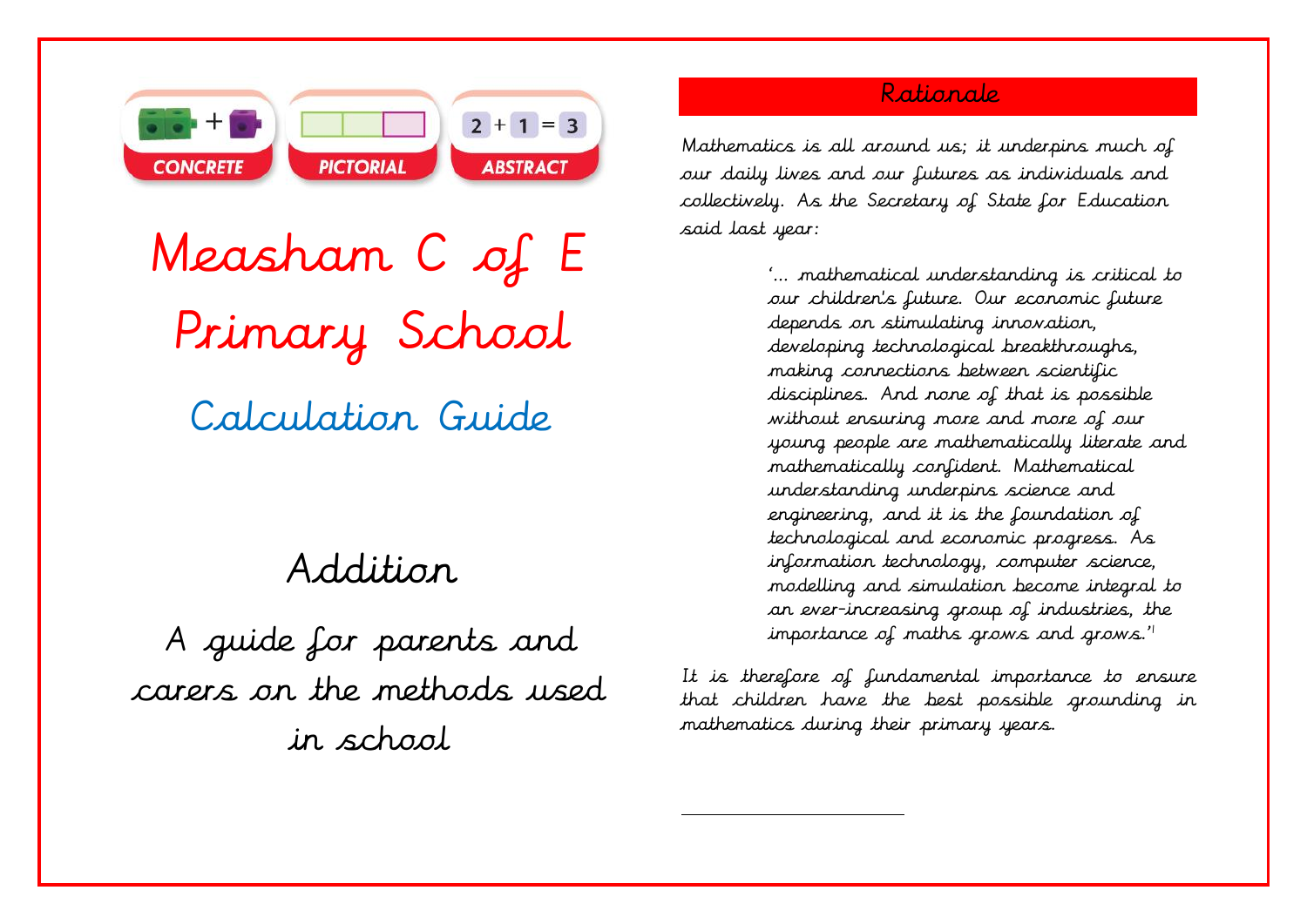CONCRETE | PICTORIAL | ABSTRACT

$2 + 1 = 3$

# Measham C of E Primary School

## Calculation Guide

## Addition

A guide for parents and carers on the methods used in school

## Rationale

Mathematics is all around us; it underpins much of our daily lives and our futures as individuals and collectively. As the Secretary of State for Education said last year:

> '... mathematical understanding is critical to our children's future. Our economic future depends on stimulating innovation, developing technological breakthroughs, making connections between scientific disciplines. And none of that is possible without ensuring more and more of our young people are mathematically literate and mathematically confident. Mathematical understanding underpins science and engineering, and it is the foundation of technological and economic progress. As information technology, computer science, modelling and simulation become integral to an ever-increasing group of industries, the importance of maths grows and grows.'[1]

It is therefore of fundamental importance to ensure that children have the best possible grounding in mathematics during their primary years.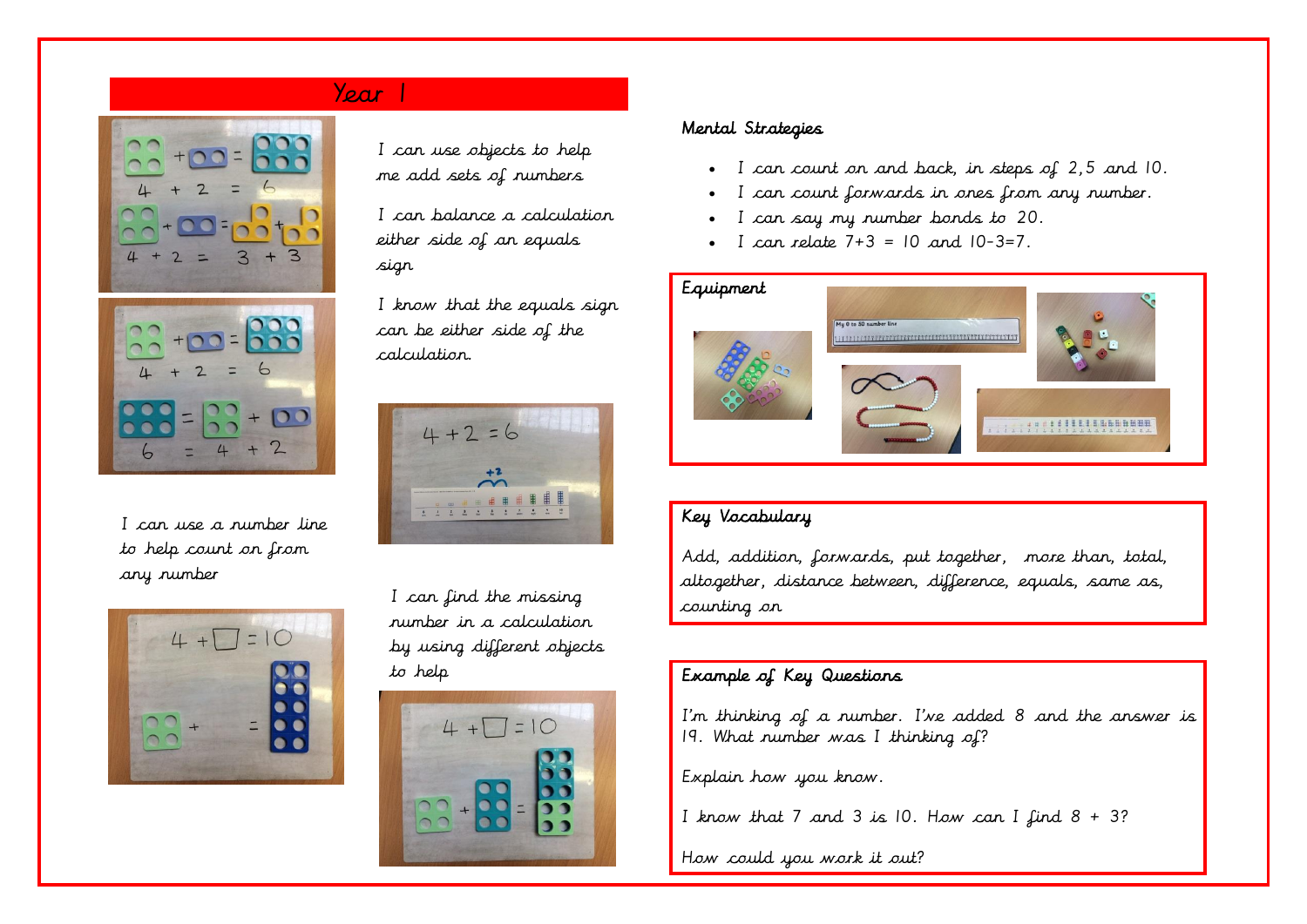# Year 1

I can use objects to help me add sets of numbers

I can balance a calculation either side of an equals sign

I know that the equals sign can be either side of the calculation.

I can use a number line to help count on from any number

I can find the missing number in a calculation by using different objects to help

## Mental Strategies

- I can count on and back, in steps of 2,5 and 10.
- I can count forwards in ones from any number.
- I can say my number bonds to 20.
- I can relate 7+3 = 10 and 10-3=7.

## Equipment

## Key Vocabulary

Add, addition, forwards, put together, more than, total, altogether, distance between, difference, equals, same as, counting on

## Example of Key Questions

I'm thinking of a number. I've added 8 and the answer is 19. What number was I thinking of?

Explain how you know.

I know that 7 and 3 is 10. How can I find 8 + 3?

How could you work it out?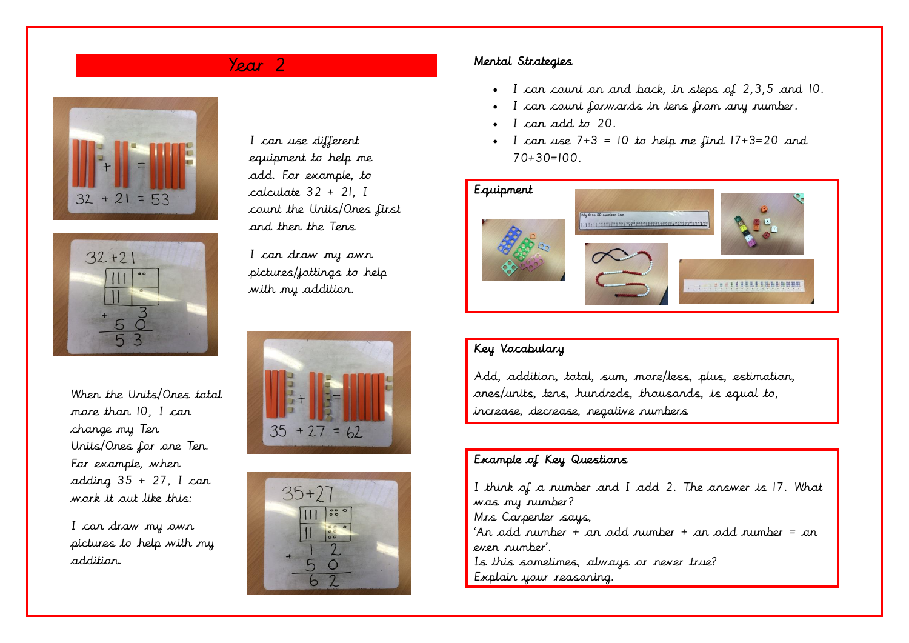# Year 2

I can use different equipment to help me add. For example, to calculate 32 + 21, I count the Units/Ones first and then the Tens

I can draw my own pictures/jottings to help with my addition.

When the Units/Ones total more than 10, I can change my Ten Units/Ones for one Ten. For example, when adding 35 + 27, I can work it out like this:

I can draw my own pictures to help with my addition.

## Mental Strategies

- I can count on and back, in steps of 2,3,5 and 10.
- I can count forwards in tens from any number.
- I can add to 20.
- I can use 7+3 = 10 to help me find 17+3=20 and 70+30=100.

## Equipment

## Key Vocabulary

Add, addition, total, sum, more/less, plus, estimation, ones/units, tens, hundreds, thousands, is equal to, increase, decrease, negative numbers

## Example of Key Questions

I think of a number and I add 2. The answer is 17. What was my number?
Mrs Carpenter says,
'An odd number + an odd number + an odd number = an even number'.
Is this sometimes, always or never true?
Explain your reasoning.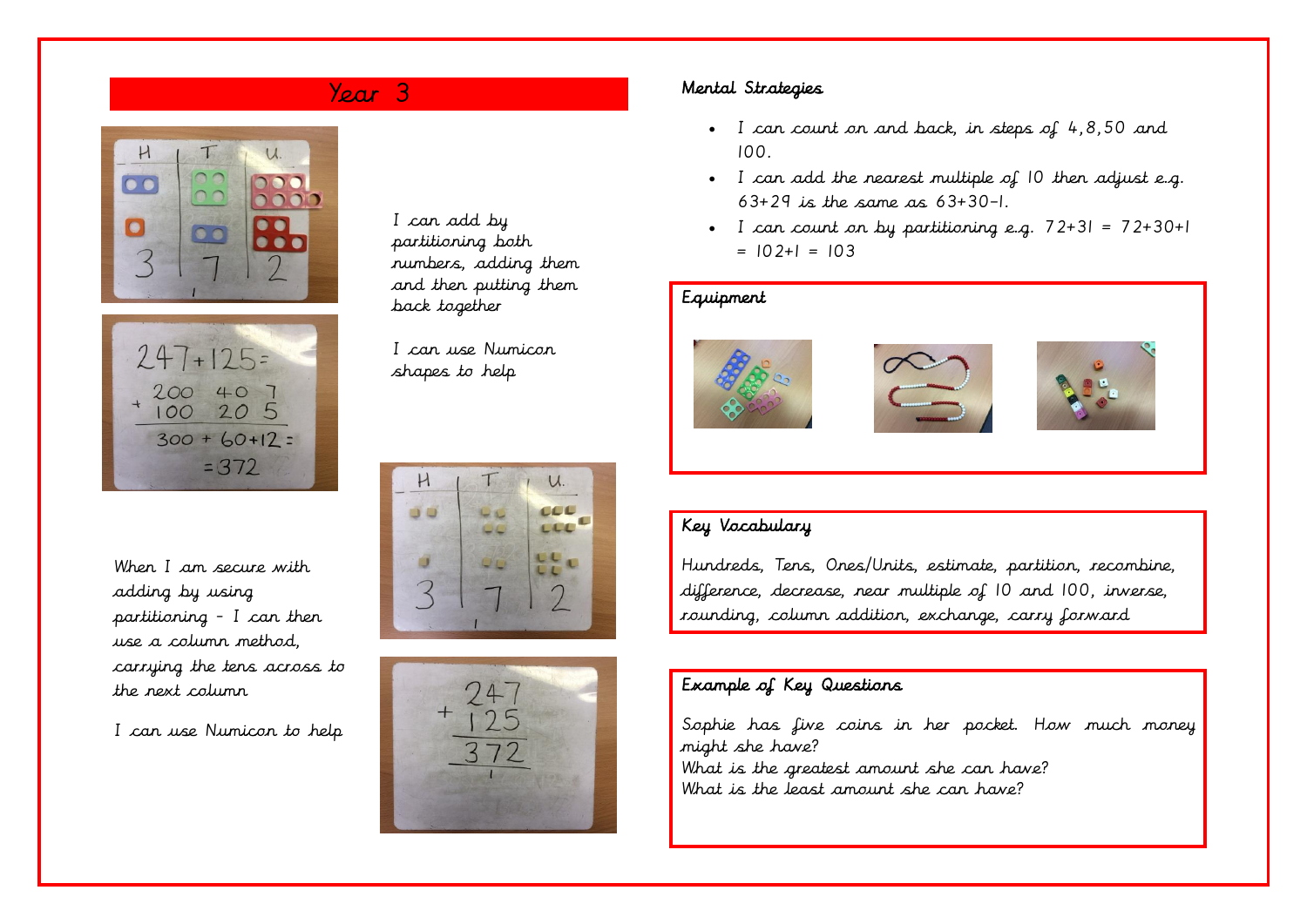# Year 3

I can add by partitioning both numbers, adding them and then putting them back together

I can use Numicon shapes to help

When I am secure with adding by using partitioning - I can then use a column method, carrying the tens across to the next column

I can use Numicon to help

## Mental Strategies

- I can count on and back, in steps of 4, 8, 50 and 100.
- I can add the nearest multiple of 10 then adjust e.g. 63+29 is the same as 63+30-1.
- I can count on by partitioning e.g. 72+31 = 72+30+1 = 102+1 = 103

## Equipment

## Key Vocabulary

Hundreds, Tens, Ones/Units, estimate, partition, recombine, difference, decrease, near multiple of 10 and 100, inverse, rounding, column addition, exchange, carry forward

## Example of Key Questions

Sophie has five coins in her pocket. How much money might she have?
What is the greatest amount she can have?
What is the least amount she can have?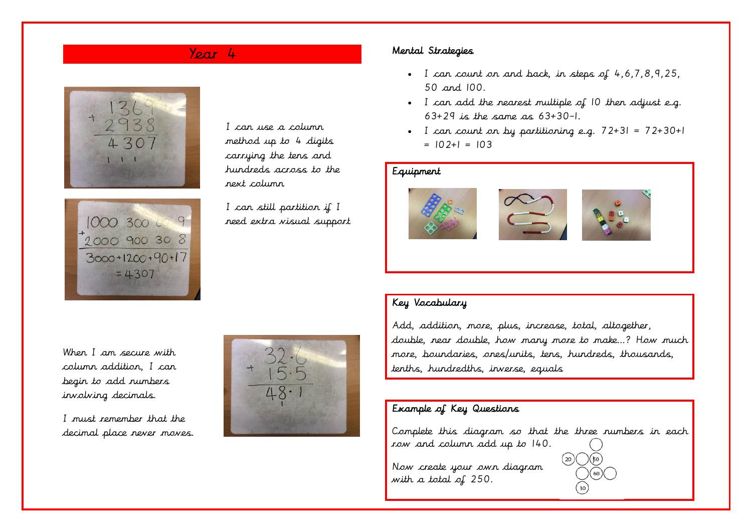## Year 4

I can use a column method up to 4 digits carrying the tens and hundreds across to the next column

I can still partition if I need extra visual support

When I am secure with column addition, I can begin to add numbers involving decimals.

I must remember that the decimal place never moves.

### Mental Strategies

- I can count on and back, in steps of 4,6,7,8,9,25, 50 and 100.
- I can add the nearest multiple of 10 then adjust e.g. 63+29 is the same as 63+30–1.
- I can count on by partitioning e.g. 72+31 = 72+30+1 = 102+1 = 103

### Equipment

### Key Vocabulary

Add, addition, more, plus, increase, total, altogether, double, near double, how many more to make…? How much more, boundaries, ones/units, tens, hundreds, thousands, tenths, hundredths, inverse, equals

### Example of Key Questions

Complete this diagram so that the three numbers in each row and column add up to 140.

Now create your own diagram with a total of 250.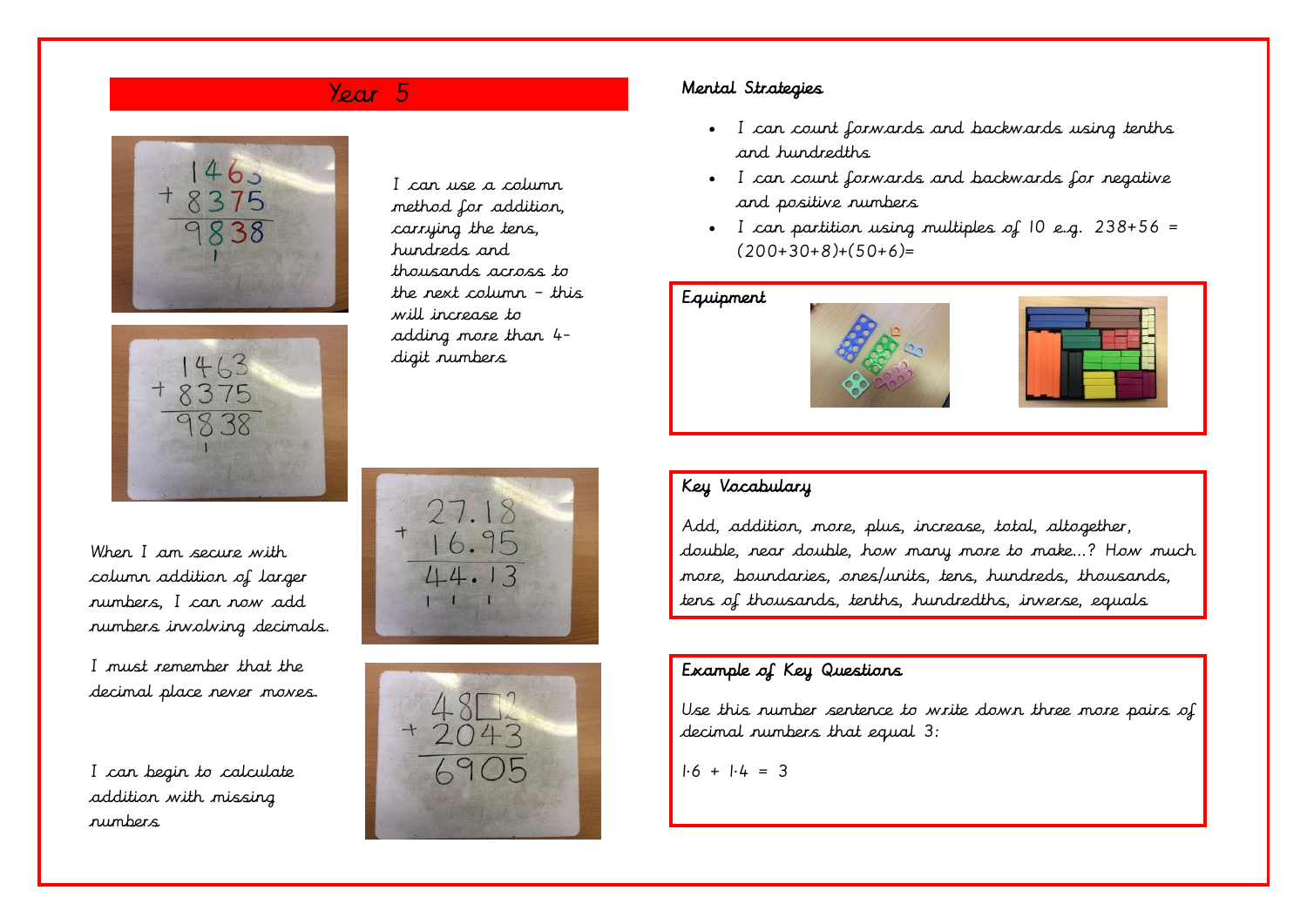# Year 5

I can use a column method for addition, carrying the tens, hundreds and thousands across to the next column – this will increase to adding more than 4-digit numbers

When I am secure with column addition of larger numbers, I can now add numbers involving decimals.

I must remember that the decimal place never moves.

I can begin to calculate addition with missing numbers

## Mental Strategies

- I can count forwards and backwards using tenths and hundredths
- I can count forwards and backwards for negative and positive numbers
- I can partition using multiples of 10 e.g. 238+56 = (200+30+8)+(50+6)=

## Equipment

## Key Vocabulary

Add, addition, more, plus, increase, total, altogether, double, near double, how many more to make...? How much more, boundaries, ones/units, tens, hundreds, thousands, tens of thousands, tenths, hundredths, inverse, equals

## Example of Key Questions

Use this number sentence to write down three more pairs of decimal numbers that equal 3:

1·6 + 1·4 = 3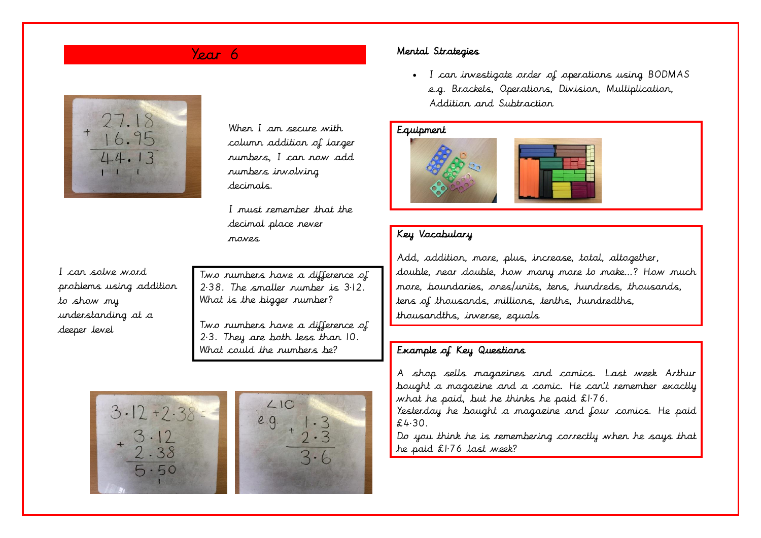# Year 6

When I am secure with column addition of larger numbers, I can now add numbers involving decimals.

I must remember that the decimal place never moves

I can solve word problems using addition to show my understanding at a deeper level

> Two numbers have a difference of 2·38. The smaller number is 3·12. What is the bigger number?
>
> Two numbers have a difference of 2·3. They are both less than 10. What could the numbers be?

## Mental Strategies

- I can investigate order of operations using BODMAS e.g. Brackets, Operations, Division, Multiplication, Addition and Subtraction

## Equipment

## Key Vocabulary

Add, addition, more, plus, increase, total, altogether, double, near double, how many more to make…? How much more, boundaries, ones/units, tens, hundreds, thousands, tens of thousands, millions, tenths, hundredths, thousandths, inverse, equals

## Example of Key Questions

A shop sells magazines and comics. Last week Arthur bought a magazine and a comic. He can't remember exactly what he paid, but he thinks he paid £1·76.
Yesterday he bought a magazine and four comics. He paid £4·30.
Do you think he is remembering correctly when he says that he paid £1·76 last week?